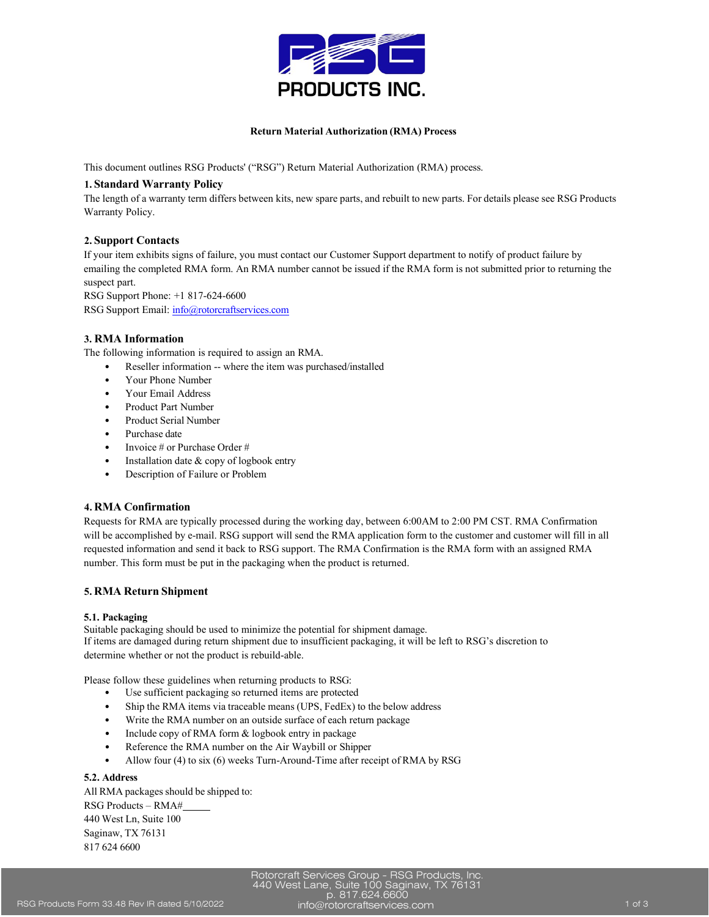PRODUCTS INC.

**Return Material Authorization (RMA) Process**

This document outlines RSG Products' ("RSG") Return Material Authorization (RMA) process.

## 1. Standard Warranty Policy

The length of a warranty term differs between kits, new spare parts, and rebuilt to new parts. For details please see RSG Products Warranty Policy.

## 2. Support Contacts

If your item exhibits signs of failure, you must contact our Customer Support department to notify of product failure by emailing the completed RMA form. An RMA number cannot be issued if the RMA form is not submitted prior to returning the suspect part.

RSG Support Phone: +1 817-624-6600

RSG Support Email: info@rotorcraftservices.com

## 3. RMA Information

The following information is required to assign an RMA.

- Reseller information -- where the item was purchased/installed
- Your Phone Number
- Your Email Address
- Product Part Number
- Product Serial Number
- Purchase date
- Invoice # or Purchase Order #
- Installation date & copy of logbook entry
- Description of Failure or Problem

## 4. RMA Confirmation

Requests for RMA are typically processed during the working day, between 6:00AM to 2:00 PM CST. RMA Confirmation will be accomplished by e-mail. RSG support will send the RMA application form to the customer and customer will fill in all requested information and send it back to RSG support. The RMA Confirmation is the RMA form with an assigned RMA number. This form must be put in the packaging when the product is returned.

## 5. RMA Return Shipment

### 5.1. Packaging

Suitable packaging should be used to minimize the potential for shipment damage.
If items are damaged during return shipment due to insufficient packaging, it will be left to RSG's discretion to determine whether or not the product is rebuild-able.

Please follow these guidelines when returning products to RSG:

- Use sufficient packaging so returned items are protected
- Ship the RMA items via traceable means (UPS, FedEx) to the below address
- Write the RMA number on an outside surface of each return package
- Include copy of RMA form & logbook entry in package
- Reference the RMA number on the Air Waybill or Shipper
- Allow four (4) to six (6) weeks Turn-Around-Time after receipt of RMA by RSG

### 5.2. Address

All RMA packages should be shipped to:

RSG Products – RMA#_____
440 West Ln, Suite 100
Saginaw, TX 76131
817 624 6600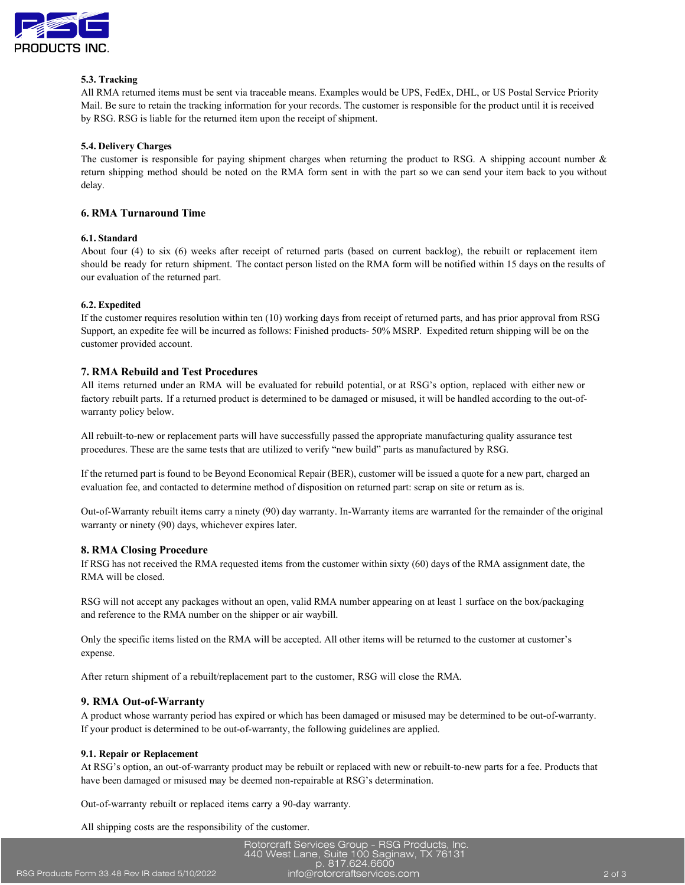### 5.3. Tracking

All RMA returned items must be sent via traceable means. Examples would be UPS, FedEx, DHL, or US Postal Service Priority Mail. Be sure to retain the tracking information for your records. The customer is responsible for the product until it is received by RSG. RSG is liable for the returned item upon the receipt of shipment.

### 5.4. Delivery Charges

The customer is responsible for paying shipment charges when returning the product to RSG. A shipping account number & return shipping method should be noted on the RMA form sent in with the part so we can send your item back to you without delay.

## 6. RMA Turnaround Time

### 6.1. Standard

About four (4) to six (6) weeks after receipt of returned parts (based on current backlog), the rebuilt or replacement item should be ready for return shipment. The contact person listed on the RMA form will be notified within 15 days on the results of our evaluation of the returned part.

### 6.2. Expedited

If the customer requires resolution within ten (10) working days from receipt of returned parts, and has prior approval from RSG Support, an expedite fee will be incurred as follows: Finished products- 50% MSRP. Expedited return shipping will be on the customer provided account.

## 7. RMA Rebuild and Test Procedures

All items returned under an RMA will be evaluated for rebuild potential, or at RSG's option, replaced with either new or factory rebuilt parts. If a returned product is determined to be damaged or misused, it will be handled according to the out-of-warranty policy below.

All rebuilt-to-new or replacement parts will have successfully passed the appropriate manufacturing quality assurance test procedures. These are the same tests that are utilized to verify "new build" parts as manufactured by RSG.

If the returned part is found to be Beyond Economical Repair (BER), customer will be issued a quote for a new part, charged an evaluation fee, and contacted to determine method of disposition on returned part: scrap on site or return as is.

Out-of-Warranty rebuilt items carry a ninety (90) day warranty. In-Warranty items are warranted for the remainder of the original warranty or ninety (90) days, whichever expires later.

## 8. RMA Closing Procedure

If RSG has not received the RMA requested items from the customer within sixty (60) days of the RMA assignment date, the RMA will be closed.

RSG will not accept any packages without an open, valid RMA number appearing on at least 1 surface on the box/packaging and reference to the RMA number on the shipper or air waybill.

Only the specific items listed on the RMA will be accepted. All other items will be returned to the customer at customer's expense.

After return shipment of a rebuilt/replacement part to the customer, RSG will close the RMA.

## 9. RMA Out-of-Warranty

A product whose warranty period has expired or which has been damaged or misused may be determined to be out-of-warranty. If your product is determined to be out-of-warranty, the following guidelines are applied.

### 9.1. Repair or Replacement

At RSG's option, an out-of-warranty product may be rebuilt or replaced with new or rebuilt-to-new parts for a fee. Products that have been damaged or misused may be deemed non-repairable at RSG's determination.

Out-of-warranty rebuilt or replaced items carry a 90-day warranty.

All shipping costs are the responsibility of the customer.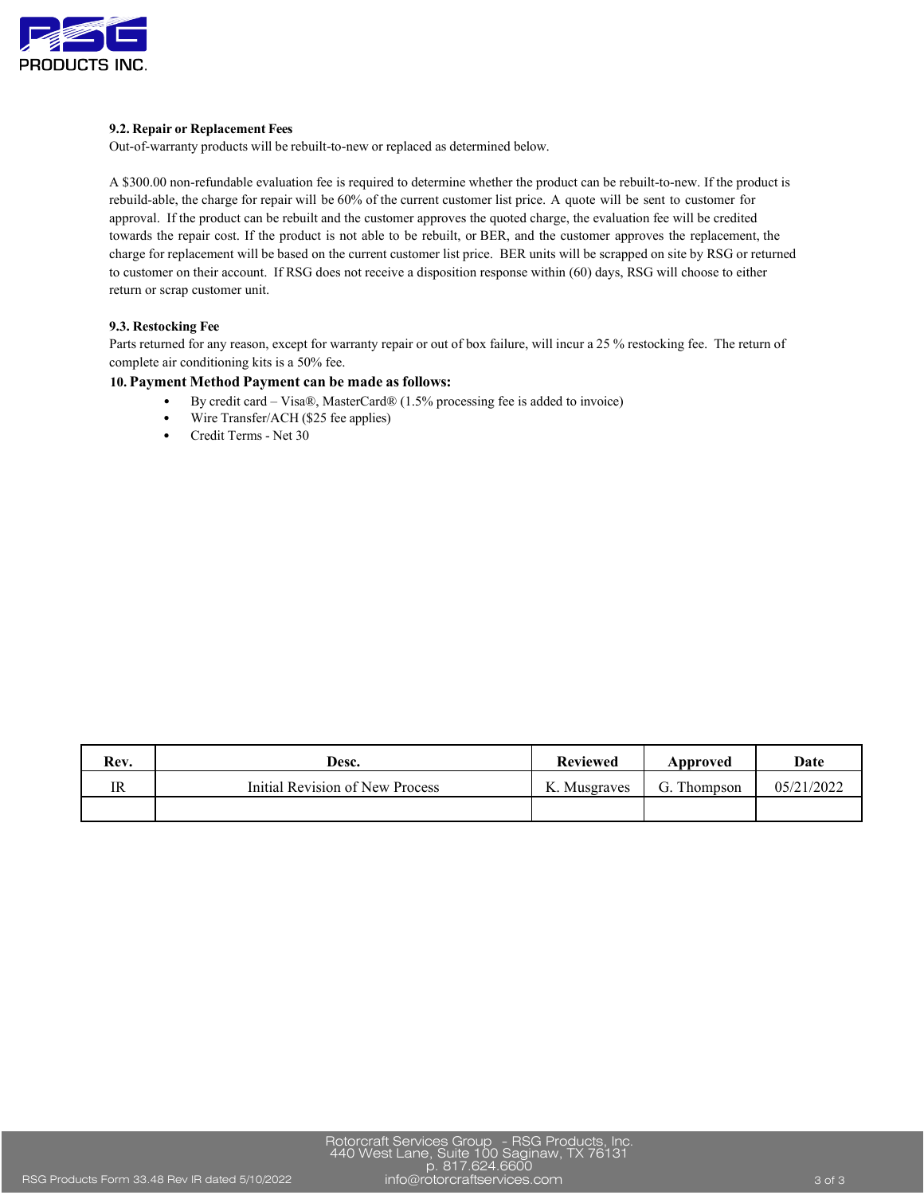#### 9.2. Repair or Replacement Fees

Out-of-warranty products will be rebuilt-to-new or replaced as determined below.

A $300.00 non-refundable evaluation fee is required to determine whether the product can be rebuilt-to-new. If the product is rebuild-able, the charge for repair will be 60% of the current customer list price. A quote will be sent to customer for approval. If the product can be rebuilt and the customer approves the quoted charge, the evaluation fee will be credited towards the repair cost. If the product is not able to be rebuilt, or BER, and the customer approves the replacement, the charge for replacement will be based on the current customer list price. BER units will be scrapped on site by RSG or returned to customer on their account. If RSG does not receive a disposition response within (60) days, RSG will choose to either return or scrap customer unit.

#### 9.3. Restocking Fee

Parts returned for any reason, except for warranty repair or out of box failure, will incur a 25 % restocking fee. The return of complete air conditioning kits is a 50% fee.

### 10. Payment Method Payment can be made as follows:

- By credit card – Visa®, MasterCard® (1.5% processing fee is added to invoice)
- Wire Transfer/ACH ($25 fee applies)
- Credit Terms - Net 30

| Rev. | Desc. | Reviewed | Approved | Date |
|---|---|---|---|---|
| IR | Initial Revision of New Process | K. Musgraves | G. Thompson | 05/21/2022 |
| | | | | |

Rotorcraft Services Group - RSG Products, Inc.
440 West Lane, Suite 100 Saginaw, TX 76131
p. 817.624.6600
info@rotorcraftservices.com

RSG Products Form 33.48 Rev IR dated 5/10/2022